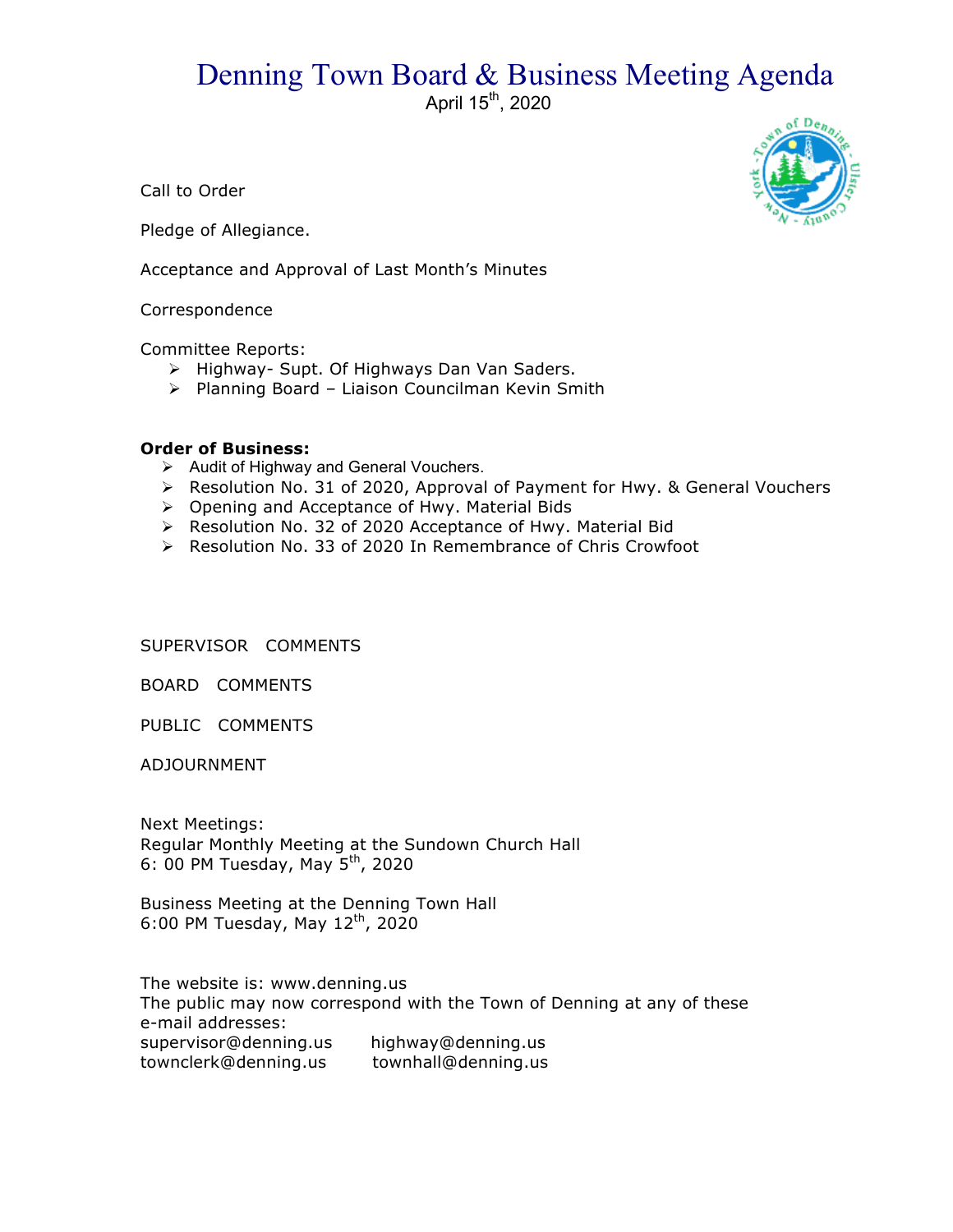# Denning Town Board & Business Meeting Agenda

April 15th, 2020

Call to Order

Pledge of Allegiance.

Acceptance and Approval of Last Month's Minutes

Correspondence

Committee Reports:

- Highway- Supt. Of Highways Dan Van Saders.
- Planning Board – Liaison Councilman Kevin Smith

**Order of Business:**

- Audit of Highway and General Vouchers.
- Resolution No. 31 of 2020, Approval of Payment for Hwy. & General Vouchers
- Opening and Acceptance of Hwy. Material Bids
- Resolution No. 32 of 2020 Acceptance of Hwy. Material Bid
- Resolution No. 33 of 2020 In Remembrance of Chris Crowfoot

SUPERVISOR COMMENTS

BOARD COMMENTS

PUBLIC COMMENTS

ADJOURNMENT

Next Meetings:
Regular Monthly Meeting at the Sundown Church Hall
6: 00 PM Tuesday, May 5th, 2020

Business Meeting at the Denning Town Hall
6:00 PM Tuesday, May 12th, 2020

The website is: www.denning.us
The public may now correspond with the Town of Denning at any of these e-mail addresses:

supervisor@denning.us highway@denning.us
townclerk@denning.us townhall@denning.us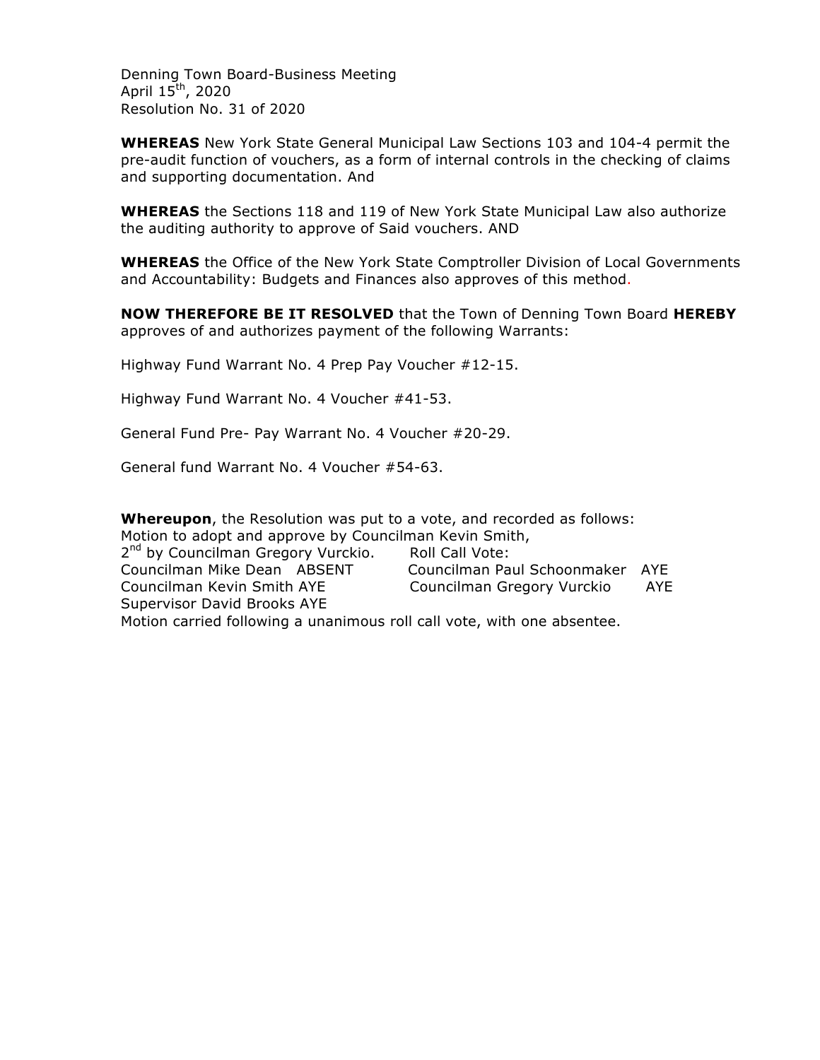Denning Town Board-Business Meeting
April 15th, 2020
Resolution No. 31 of 2020

**WHEREAS** New York State General Municipal Law Sections 103 and 104-4 permit the pre-audit function of vouchers, as a form of internal controls in the checking of claims and supporting documentation. And

**WHEREAS** the Sections 118 and 119 of New York State Municipal Law also authorize the auditing authority to approve of Said vouchers. AND

**WHEREAS** the Office of the New York State Comptroller Division of Local Governments and Accountability: Budgets and Finances also approves of this method.

**NOW THEREFORE BE IT RESOLVED** that the Town of Denning Town Board **HEREBY** approves of and authorizes payment of the following Warrants:

Highway Fund Warrant No. 4 Prep Pay Voucher #12-15.

Highway Fund Warrant No. 4 Voucher #41-53.

General Fund Pre- Pay Warrant No. 4 Voucher #20-29.

General fund Warrant No. 4 Voucher #54-63.

**Whereupon**, the Resolution was put to a vote, and recorded as follows:
Motion to adopt and approve by Councilman Kevin Smith,
2nd by Councilman Gregory Vurckio. Roll Call Vote:
Councilman Mike Dean ABSENT Councilman Paul Schoonmaker AYE
Councilman Kevin Smith AYE Councilman Gregory Vurckio AYE
Supervisor David Brooks AYE
Motion carried following a unanimous roll call vote, with one absentee.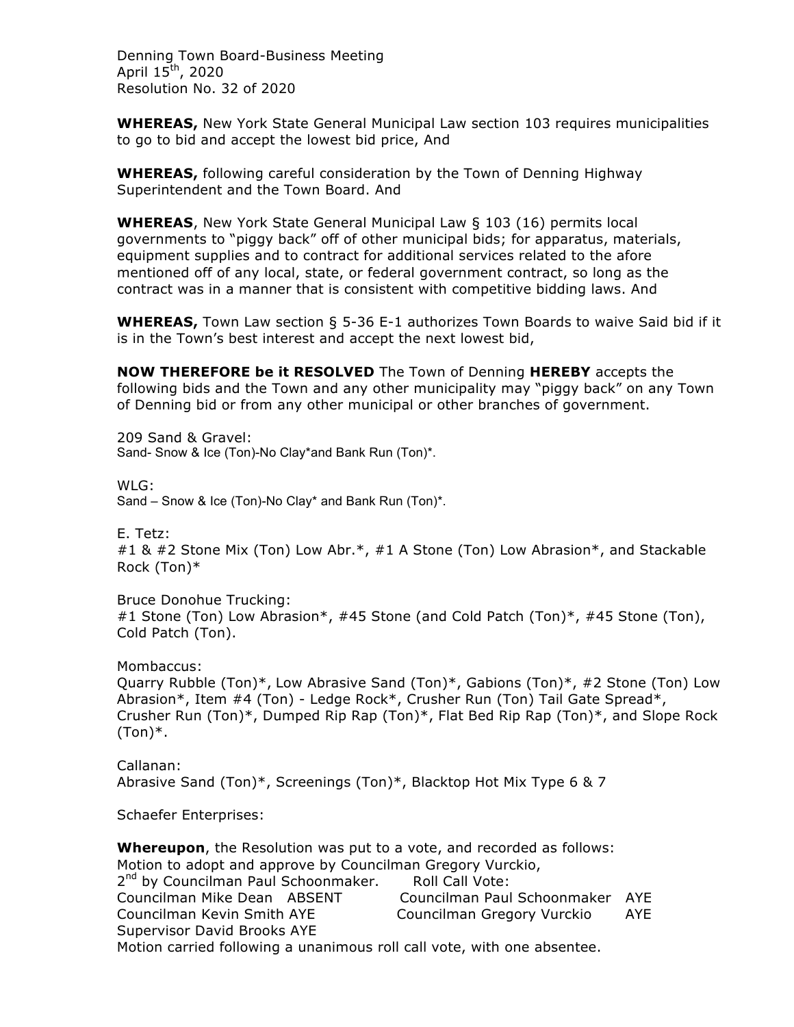Denning Town Board-Business Meeting
April 15th, 2020
Resolution No. 32 of 2020

**WHEREAS,** New York State General Municipal Law section 103 requires municipalities to go to bid and accept the lowest bid price, And

**WHEREAS,** following careful consideration by the Town of Denning Highway Superintendent and the Town Board. And

**WHEREAS**, New York State General Municipal Law § 103 (16) permits local governments to "piggy back" off of other municipal bids; for apparatus, materials, equipment supplies and to contract for additional services related to the afore mentioned off of any local, state, or federal government contract, so long as the contract was in a manner that is consistent with competitive bidding laws. And

**WHEREAS,** Town Law section § 5-36 E-1 authorizes Town Boards to waive Said bid if it is in the Town's best interest and accept the next lowest bid,

**NOW THEREFORE be it RESOLVED** The Town of Denning **HEREBY** accepts the following bids and the Town and any other municipality may "piggy back" on any Town of Denning bid or from any other municipal or other branches of government.

209 Sand & Gravel:
Sand- Snow & Ice (Ton)-No Clay*and Bank Run (Ton)*.

WLG:
Sand – Snow & Ice (Ton)-No Clay* and Bank Run (Ton)*.

E. Tetz:
#1 & #2 Stone Mix (Ton) Low Abr.*, #1 A Stone (Ton) Low Abrasion*, and Stackable Rock (Ton)*

Bruce Donohue Trucking:
#1 Stone (Ton) Low Abrasion*, #45 Stone (and Cold Patch (Ton)*, #45 Stone (Ton), Cold Patch (Ton).

Mombaccus:
Quarry Rubble (Ton)*, Low Abrasive Sand (Ton)*, Gabions (Ton)*, #2 Stone (Ton) Low Abrasion*, Item #4 (Ton) - Ledge Rock*, Crusher Run (Ton) Tail Gate Spread*, Crusher Run (Ton)*, Dumped Rip Rap (Ton)*, Flat Bed Rip Rap (Ton)*, and Slope Rock (Ton)*.

Callanan:
Abrasive Sand (Ton)*, Screenings (Ton)*, Blacktop Hot Mix Type 6 & 7

Schaefer Enterprises:

**Whereupon**, the Resolution was put to a vote, and recorded as follows:
Motion to adopt and approve by Councilman Gregory Vurckio,
2nd by Councilman Paul Schoonmaker. Roll Call Vote:
Councilman Mike Dean ABSENT Councilman Paul Schoonmaker AYE
Councilman Kevin Smith AYE Councilman Gregory Vurckio AYE
Supervisor David Brooks AYE
Motion carried following a unanimous roll call vote, with one absentee.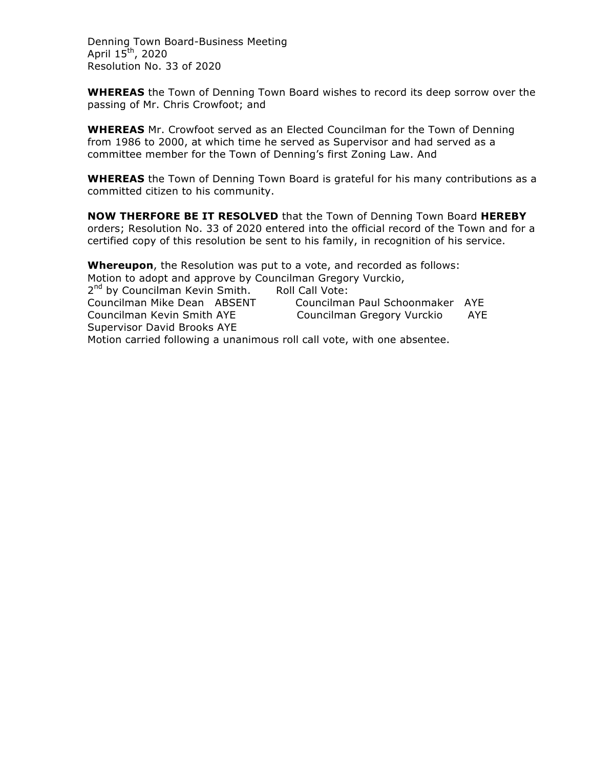Denning Town Board-Business Meeting
April 15th, 2020
Resolution No. 33 of 2020

**WHEREAS** the Town of Denning Town Board wishes to record its deep sorrow over the passing of Mr. Chris Crowfoot; and

**WHEREAS** Mr. Crowfoot served as an Elected Councilman for the Town of Denning from 1986 to 2000, at which time he served as Supervisor and had served as a committee member for the Town of Denning's first Zoning Law. And

**WHEREAS** the Town of Denning Town Board is grateful for his many contributions as a committed citizen to his community.

**NOW THERFORE BE IT RESOLVED** that the Town of Denning Town Board **HEREBY** orders; Resolution No. 33 of 2020 entered into the official record of the Town and for a certified copy of this resolution be sent to his family, in recognition of his service.

**Whereupon**, the Resolution was put to a vote, and recorded as follows:
Motion to adopt and approve by Councilman Gregory Vurckio,
2nd by Councilman Kevin Smith. Roll Call Vote:
Councilman Mike Dean ABSENT Councilman Paul Schoonmaker AYE
Councilman Kevin Smith AYE Councilman Gregory Vurckio AYE
Supervisor David Brooks AYE
Motion carried following a unanimous roll call vote, with one absentee.